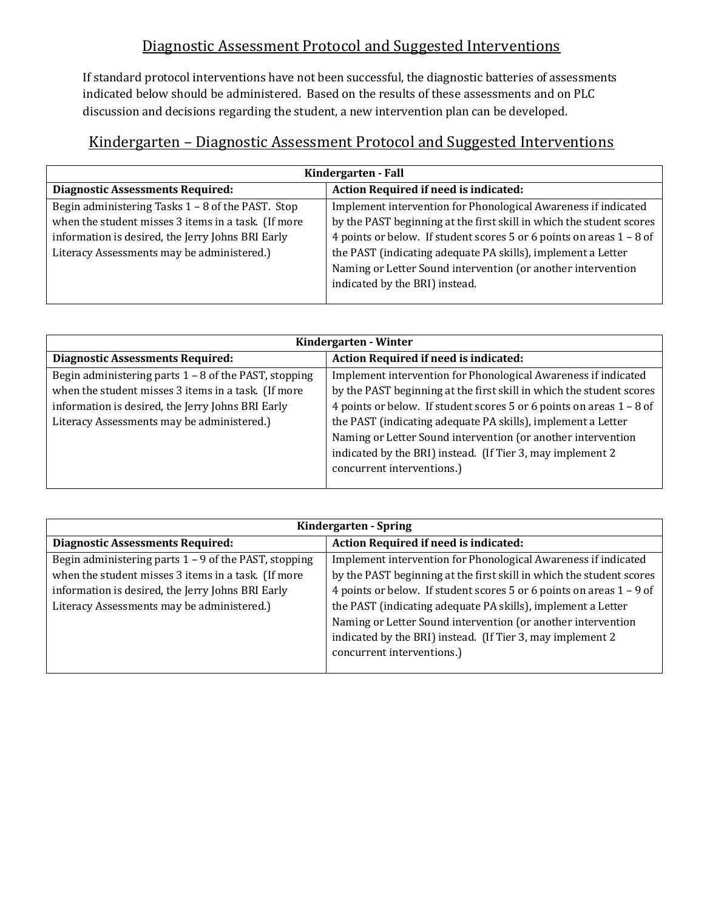# Diagnostic Assessment Protocol and Suggested Interventions

If standard protocol interventions have not been successful, the diagnostic batteries of assessments indicated below should be administered. Based on the results of these assessments and on PLC discussion and decisions regarding the student, a new intervention plan can be developed.

## Kindergarten – Diagnostic Assessment Protocol and Suggested Interventions

| Kindergarten - Fall | |
|---|---|
| **Diagnostic Assessments Required:** | **Action Required if need is indicated:** |
| Begin administering Tasks 1 – 8 of the PAST. Stop when the student misses 3 items in a task. (If more information is desired, the Jerry Johns BRI Early Literacy Assessments may be administered.) | Implement intervention for Phonological Awareness if indicated by the PAST beginning at the first skill in which the student scores 4 points or below. If student scores 5 or 6 points on areas 1 – 8 of the PAST (indicating adequate PA skills), implement a Letter Naming or Letter Sound intervention (or another intervention indicated by the BRI) instead. |

| Kindergarten - Winter | |
|---|---|
| **Diagnostic Assessments Required:** | **Action Required if need is indicated:** |
| Begin administering parts 1 – 8 of the PAST, stopping when the student misses 3 items in a task. (If more information is desired, the Jerry Johns BRI Early Literacy Assessments may be administered.) | Implement intervention for Phonological Awareness if indicated by the PAST beginning at the first skill in which the student scores 4 points or below. If student scores 5 or 6 points on areas 1 – 8 of the PAST (indicating adequate PA skills), implement a Letter Naming or Letter Sound intervention (or another intervention indicated by the BRI) instead. (If Tier 3, may implement 2 concurrent interventions.) |

| Kindergarten - Spring | |
|---|---|
| **Diagnostic Assessments Required:** | **Action Required if need is indicated:** |
| Begin administering parts 1 – 9 of the PAST, stopping when the student misses 3 items in a task. (If more information is desired, the Jerry Johns BRI Early Literacy Assessments may be administered.) | Implement intervention for Phonological Awareness if indicated by the PAST beginning at the first skill in which the student scores 4 points or below. If student scores 5 or 6 points on areas 1 – 9 of the PAST (indicating adequate PA skills), implement a Letter Naming or Letter Sound intervention (or another intervention indicated by the BRI) instead. (If Tier 3, may implement 2 concurrent interventions.) |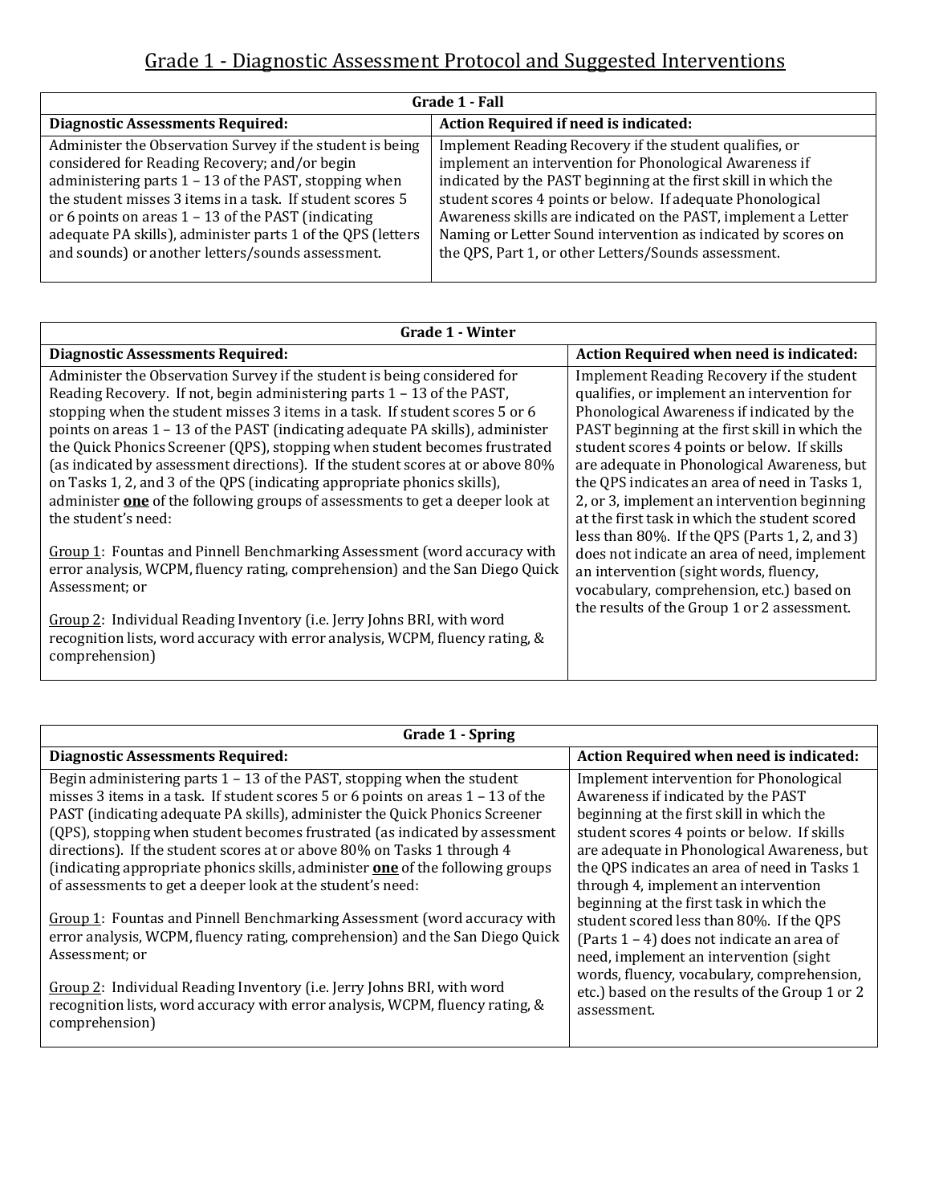# Grade 1 - Diagnostic Assessment Protocol and Suggested Interventions

| Grade 1 - Fall | |
|---|---|
| **Diagnostic Assessments Required:** | **Action Required if need is indicated:** |
| Administer the Observation Survey if the student is being considered for Reading Recovery; and/or begin administering parts 1 – 13 of the PAST, stopping when the student misses 3 items in a task. If student scores 5 or 6 points on areas 1 – 13 of the PAST (indicating adequate PA skills), administer parts 1 of the QPS (letters and sounds) or another letters/sounds assessment. | Implement Reading Recovery if the student qualifies, or implement an intervention for Phonological Awareness if indicated by the PAST beginning at the first skill in which the student scores 4 points or below. If adequate Phonological Awareness skills are indicated on the PAST, implement a Letter Naming or Letter Sound intervention as indicated by scores on the QPS, Part 1, or other Letters/Sounds assessment. |

| Grade 1 - Winter | |
|---|---|
| **Diagnostic Assessments Required:** | **Action Required when need is indicated:** |
| Administer the Observation Survey if the student is being considered for Reading Recovery. If not, begin administering parts 1 – 13 of the PAST, stopping when the student misses 3 items in a task. If student scores 5 or 6 points on areas 1 – 13 of the PAST (indicating adequate PA skills), administer the Quick Phonics Screener (QPS), stopping when student becomes frustrated (as indicated by assessment directions). If the student scores at or above 80% on Tasks 1, 2, and 3 of the QPS (indicating appropriate phonics skills), administer **<u>one</u>** of the following groups of assessments to get a deeper look at the student's need:<br><br><u>Group 1</u>: Fountas and Pinnell Benchmarking Assessment (word accuracy with error analysis, WCPM, fluency rating, comprehension) and the San Diego Quick Assessment; or<br><br><u>Group 2</u>: Individual Reading Inventory (i.e. Jerry Johns BRI, with word recognition lists, word accuracy with error analysis, WCPM, fluency rating, & comprehension) | Implement Reading Recovery if the student qualifies, or implement an intervention for Phonological Awareness if indicated by the PAST beginning at the first skill in which the student scores 4 points or below. If skills are adequate in Phonological Awareness, but the QPS indicates an area of need in Tasks 1, 2, or 3, implement an intervention beginning at the first task in which the student scored less than 80%. If the QPS (Parts 1, 2, and 3) does not indicate an area of need, implement an intervention (sight words, fluency, vocabulary, comprehension, etc.) based on the results of the Group 1 or 2 assessment. |

| Grade 1 - Spring | |
|---|---|
| **Diagnostic Assessments Required:** | **Action Required when need is indicated:** |
| Begin administering parts 1 – 13 of the PAST, stopping when the student misses 3 items in a task. If student scores 5 or 6 points on areas 1 – 13 of the PAST (indicating adequate PA skills), administer the Quick Phonics Screener (QPS), stopping when student becomes frustrated (as indicated by assessment directions). If the student scores at or above 80% on Tasks 1 through 4 (indicating appropriate phonics skills, administer **<u>one</u>** of the following groups of assessments to get a deeper look at the student's need:<br><br><u>Group 1</u>: Fountas and Pinnell Benchmarking Assessment (word accuracy with error analysis, WCPM, fluency rating, comprehension) and the San Diego Quick Assessment; or<br><br><u>Group 2</u>: Individual Reading Inventory (i.e. Jerry Johns BRI, with word recognition lists, word accuracy with error analysis, WCPM, fluency rating, & comprehension) | Implement intervention for Phonological Awareness if indicated by the PAST beginning at the first skill in which the student scores 4 points or below. If skills are adequate in Phonological Awareness, but the QPS indicates an area of need in Tasks 1 through 4, implement an intervention beginning at the first task in which the student scored less than 80%. If the QPS (Parts 1 – 4) does not indicate an area of need, implement an intervention (sight words, fluency, vocabulary, comprehension, etc.) based on the results of the Group 1 or 2 assessment. |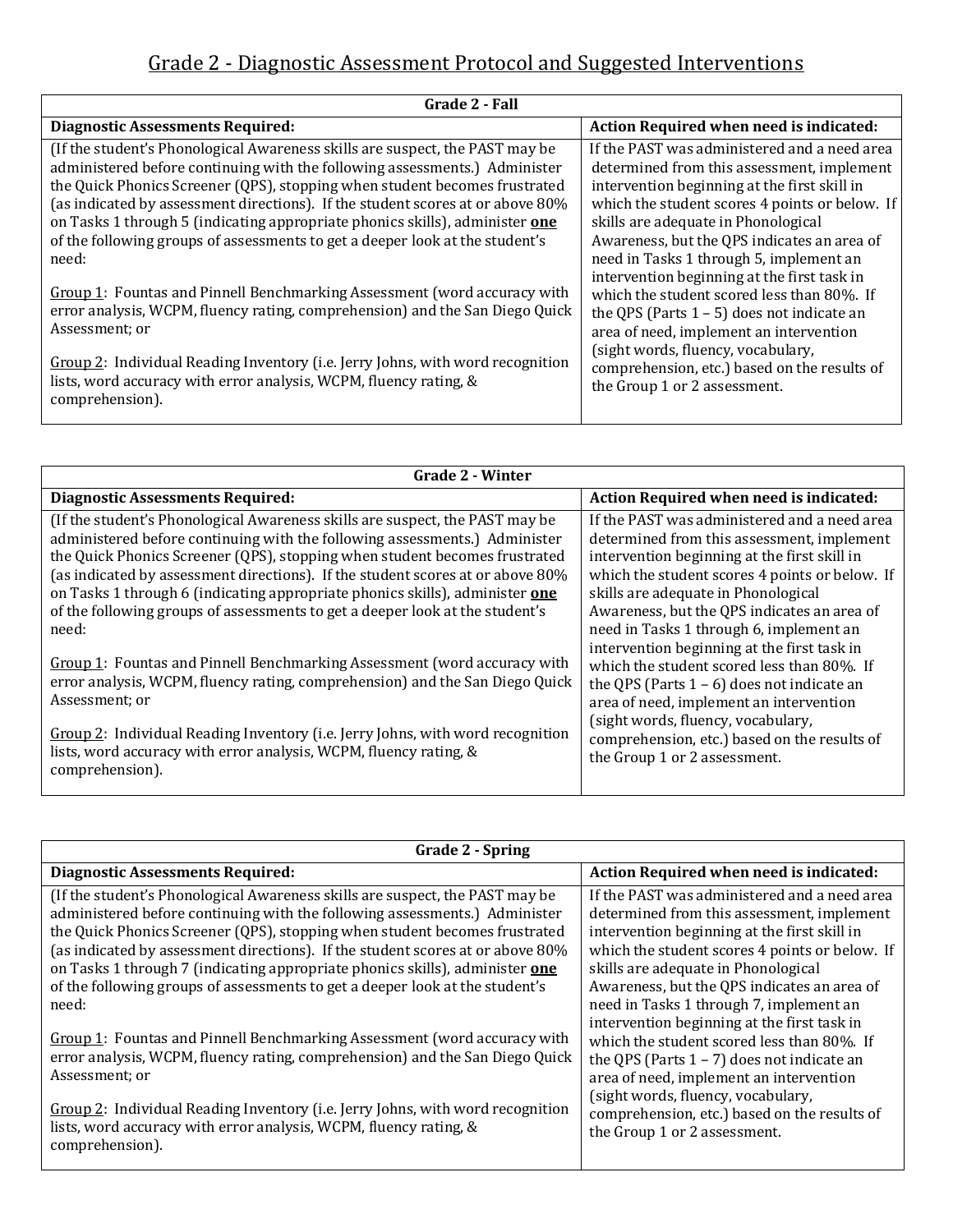# Grade 2 - Diagnostic Assessment Protocol and Suggested Interventions

| Grade 2 - Fall | |
|---|---|
| **Diagnostic Assessments Required:** | **Action Required when need is indicated:** |
| (If the student's Phonological Awareness skills are suspect, the PAST may be administered before continuing with the following assessments.) Administer the Quick Phonics Screener (QPS), stopping when student becomes frustrated (as indicated by assessment directions). If the student scores at or above 80% on Tasks 1 through 5 (indicating appropriate phonics skills), administer **one** of the following groups of assessments to get a deeper look at the student's need:<br><br>Group 1: Fountas and Pinnell Benchmarking Assessment (word accuracy with error analysis, WCPM, fluency rating, comprehension) and the San Diego Quick Assessment; or<br><br>Group 2: Individual Reading Inventory (i.e. Jerry Johns, with word recognition lists, word accuracy with error analysis, WCPM, fluency rating, & comprehension). | If the PAST was administered and a need area determined from this assessment, implement intervention beginning at the first skill in which the student scores 4 points or below. If skills are adequate in Phonological Awareness, but the QPS indicates an area of need in Tasks 1 through 5, implement an intervention beginning at the first task in which the student scored less than 80%. If the QPS (Parts 1 – 5) does not indicate an area of need, implement an intervention (sight words, fluency, vocabulary, comprehension, etc.) based on the results of the Group 1 or 2 assessment. |

| Grade 2 - Winter | |
|---|---|
| **Diagnostic Assessments Required:** | **Action Required when need is indicated:** |
| (If the student's Phonological Awareness skills are suspect, the PAST may be administered before continuing with the following assessments.) Administer the Quick Phonics Screener (QPS), stopping when student becomes frustrated (as indicated by assessment directions). If the student scores at or above 80% on Tasks 1 through 6 (indicating appropriate phonics skills), administer **one** of the following groups of assessments to get a deeper look at the student's need:<br><br>Group 1: Fountas and Pinnell Benchmarking Assessment (word accuracy with error analysis, WCPM, fluency rating, comprehension) and the San Diego Quick Assessment; or<br><br>Group 2: Individual Reading Inventory (i.e. Jerry Johns, with word recognition lists, word accuracy with error analysis, WCPM, fluency rating, & comprehension). | If the PAST was administered and a need area determined from this assessment, implement intervention beginning at the first skill in which the student scores 4 points or below. If skills are adequate in Phonological Awareness, but the QPS indicates an area of need in Tasks 1 through 6, implement an intervention beginning at the first task in which the student scored less than 80%. If the QPS (Parts 1 – 6) does not indicate an area of need, implement an intervention (sight words, fluency, vocabulary, comprehension, etc.) based on the results of the Group 1 or 2 assessment. |

| Grade 2 - Spring | |
|---|---|
| **Diagnostic Assessments Required:** | **Action Required when need is indicated:** |
| (If the student's Phonological Awareness skills are suspect, the PAST may be administered before continuing with the following assessments.) Administer the Quick Phonics Screener (QPS), stopping when student becomes frustrated (as indicated by assessment directions). If the student scores at or above 80% on Tasks 1 through 7 (indicating appropriate phonics skills), administer **one** of the following groups of assessments to get a deeper look at the student's need:<br><br>Group 1: Fountas and Pinnell Benchmarking Assessment (word accuracy with error analysis, WCPM, fluency rating, comprehension) and the San Diego Quick Assessment; or<br><br>Group 2: Individual Reading Inventory (i.e. Jerry Johns, with word recognition lists, word accuracy with error analysis, WCPM, fluency rating, & comprehension). | If the PAST was administered and a need area determined from this assessment, implement intervention beginning at the first skill in which the student scores 4 points or below. If skills are adequate in Phonological Awareness, but the QPS indicates an area of need in Tasks 1 through 7, implement an intervention beginning at the first task in which the student scored less than 80%. If the QPS (Parts 1 – 7) does not indicate an area of need, implement an intervention (sight words, fluency, vocabulary, comprehension, etc.) based on the results of the Group 1 or 2 assessment. |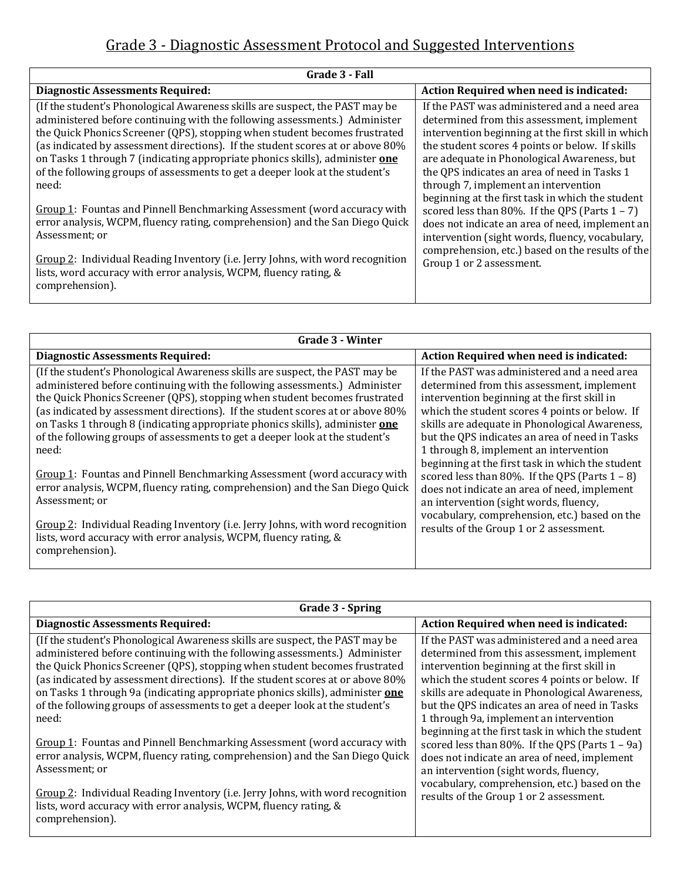# Grade 3 - Diagnostic Assessment Protocol and Suggested Interventions

| Grade 3 - Fall | |
|---|---|
| **Diagnostic Assessments Required:** | **Action Required when need is indicated:** |
| (If the student's Phonological Awareness skills are suspect, the PAST may be administered before continuing with the following assessments.) Administer the Quick Phonics Screener (QPS), stopping when student becomes frustrated (as indicated by assessment directions). If the student scores at or above 80% on Tasks 1 through 7 (indicating appropriate phonics skills), administer **<u>one</u>** of the following groups of assessments to get a deeper look at the student's need:<br><br><u>Group 1</u>: Fountas and Pinnell Benchmarking Assessment (word accuracy with error analysis, WCPM, fluency rating, comprehension) and the San Diego Quick Assessment; or<br><br><u>Group 2</u>: Individual Reading Inventory (i.e. Jerry Johns, with word recognition lists, word accuracy with error analysis, WCPM, fluency rating, & comprehension). | If the PAST was administered and a need area determined from this assessment, implement intervention beginning at the first skill in which the student scores 4 points or below. If skills are adequate in Phonological Awareness, but the QPS indicates an area of need in Tasks 1 through 7, implement an intervention beginning at the first task in which the student scored less than 80%. If the QPS (Parts 1 – 7) does not indicate an area of need, implement an intervention (sight words, fluency, vocabulary, comprehension, etc.) based on the results of the Group 1 or 2 assessment. |

| Grade 3 - Winter | |
|---|---|
| **Diagnostic Assessments Required:** | **Action Required when need is indicated:** |
| (If the student's Phonological Awareness skills are suspect, the PAST may be administered before continuing with the following assessments.) Administer the Quick Phonics Screener (QPS), stopping when student becomes frustrated (as indicated by assessment directions). If the student scores at or above 80% on Tasks 1 through 8 (indicating appropriate phonics skills), administer **<u>one</u>** of the following groups of assessments to get a deeper look at the student's need:<br><br><u>Group 1</u>: Fountas and Pinnell Benchmarking Assessment (word accuracy with error analysis, WCPM, fluency rating, comprehension) and the San Diego Quick Assessment; or<br><br><u>Group 2</u>: Individual Reading Inventory (i.e. Jerry Johns, with word recognition lists, word accuracy with error analysis, WCPM, fluency rating, & comprehension). | If the PAST was administered and a need area determined from this assessment, implement intervention beginning at the first skill in which the student scores 4 points or below. If skills are adequate in Phonological Awareness, but the QPS indicates an area of need in Tasks 1 through 8, implement an intervention beginning at the first task in which the student scored less than 80%. If the QPS (Parts 1 – 8) does not indicate an area of need, implement an intervention (sight words, fluency, vocabulary, comprehension, etc.) based on the results of the Group 1 or 2 assessment. |

| Grade 3 - Spring | |
|---|---|
| **Diagnostic Assessments Required:** | **Action Required when need is indicated:** |
| (If the student's Phonological Awareness skills are suspect, the PAST may be administered before continuing with the following assessments.) Administer the Quick Phonics Screener (QPS), stopping when student becomes frustrated (as indicated by assessment directions). If the student scores at or above 80% on Tasks 1 through 9a (indicating appropriate phonics skills), administer **<u>one</u>** of the following groups of assessments to get a deeper look at the student's need:<br><br><u>Group 1</u>: Fountas and Pinnell Benchmarking Assessment (word accuracy with error analysis, WCPM, fluency rating, comprehension) and the San Diego Quick Assessment; or<br><br><u>Group 2</u>: Individual Reading Inventory (i.e. Jerry Johns, with word recognition lists, word accuracy with error analysis, WCPM, fluency rating, & comprehension). | If the PAST was administered and a need area determined from this assessment, implement intervention beginning at the first skill in which the student scores 4 points or below. If skills are adequate in Phonological Awareness, but the QPS indicates an area of need in Tasks 1 through 9a, implement an intervention beginning at the first task in which the student scored less than 80%. If the QPS (Parts 1 – 9a) does not indicate an area of need, implement an intervention (sight words, fluency, vocabulary, comprehension, etc.) based on the results of the Group 1 or 2 assessment. |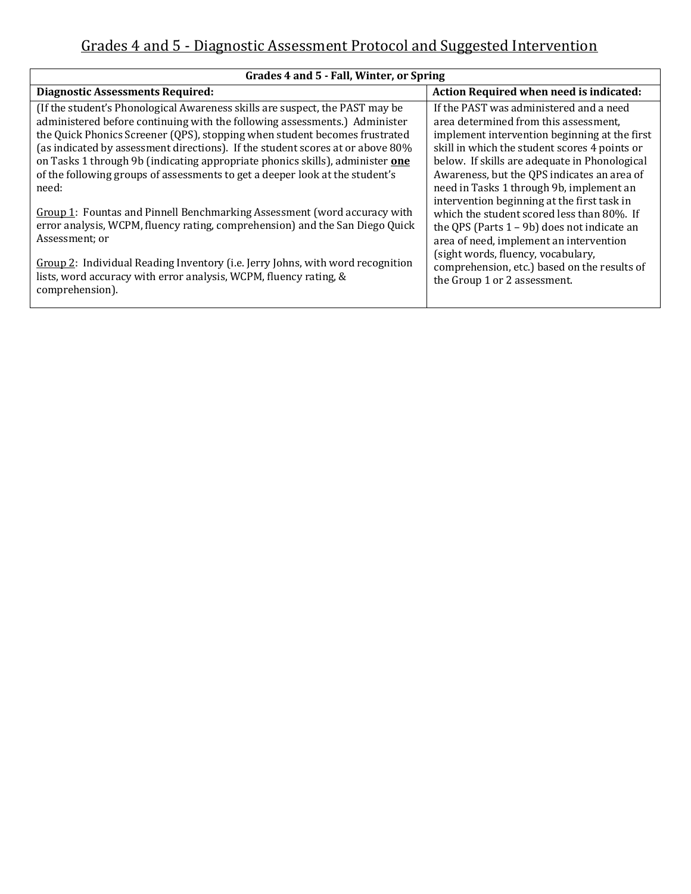# Grades 4 and 5 - Diagnostic Assessment Protocol and Suggested Intervention

| **Grades 4 and 5 - Fall, Winter, or Spring** | |
|---|---|
| **Diagnostic Assessments Required:** | **Action Required when need is indicated:** |
| (If the student's Phonological Awareness skills are suspect, the PAST may be administered before continuing with the following assessments.) Administer the Quick Phonics Screener (QPS), stopping when student becomes frustrated (as indicated by assessment directions). If the student scores at or above 80% on Tasks 1 through 9b (indicating appropriate phonics skills), administer **one** of the following groups of assessments to get a deeper look at the student's need:<br><br>Group 1: Fountas and Pinnell Benchmarking Assessment (word accuracy with error analysis, WCPM, fluency rating, comprehension) and the San Diego Quick Assessment; or<br><br>Group 2: Individual Reading Inventory (i.e. Jerry Johns, with word recognition lists, word accuracy with error analysis, WCPM, fluency rating, & comprehension). | If the PAST was administered and a need area determined from this assessment, implement intervention beginning at the first skill in which the student scores 4 points or below. If skills are adequate in Phonological Awareness, but the QPS indicates an area of need in Tasks 1 through 9b, implement an intervention beginning at the first task in which the student scored less than 80%. If the QPS (Parts 1 – 9b) does not indicate an area of need, implement an intervention (sight words, fluency, vocabulary, comprehension, etc.) based on the results of the Group 1 or 2 assessment. |